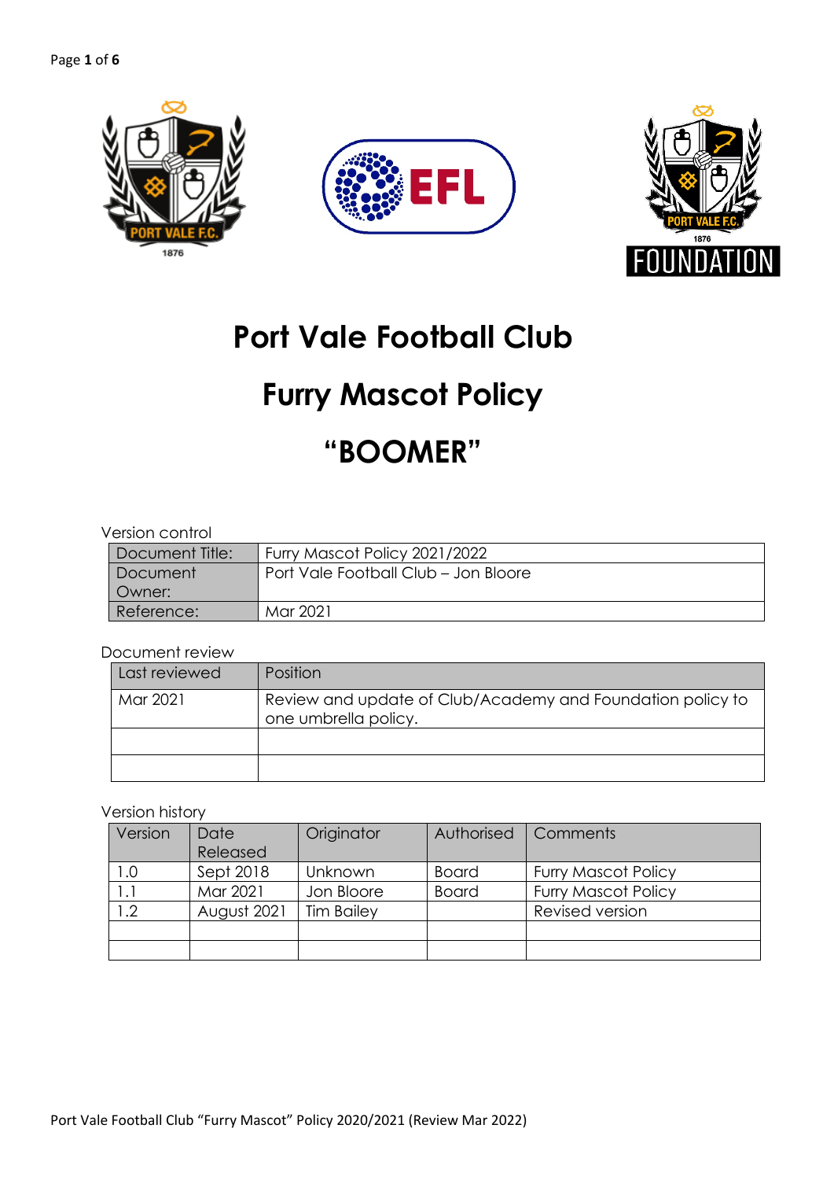# Port Vale Football Club

# Furry Mascot Policy

# "BOOMER"

Version control

| Document Title: | Furry Mascot Policy 2021/2022 |
|---|---|
| Document Owner: | Port Vale Football Club – Jon Bloore |
| Reference: | Mar 2021 |

Document review

| Last reviewed | Position |
|---|---|
| Mar 2021 | Review and update of Club/Academy and Foundation policy to one umbrella policy. |
| | |
| | |

Version history

| Version | Date Released | Originator | Authorised | Comments |
|---|---|---|---|---|
| 1.0 | Sept 2018 | Unknown | Board | Furry Mascot Policy |
| 1.1 | Mar 2021 | Jon Bloore | Board | Furry Mascot Policy |
| 1.2 | August 2021 | Tim Bailey | | Revised version |
| | | | | |
| | | | | |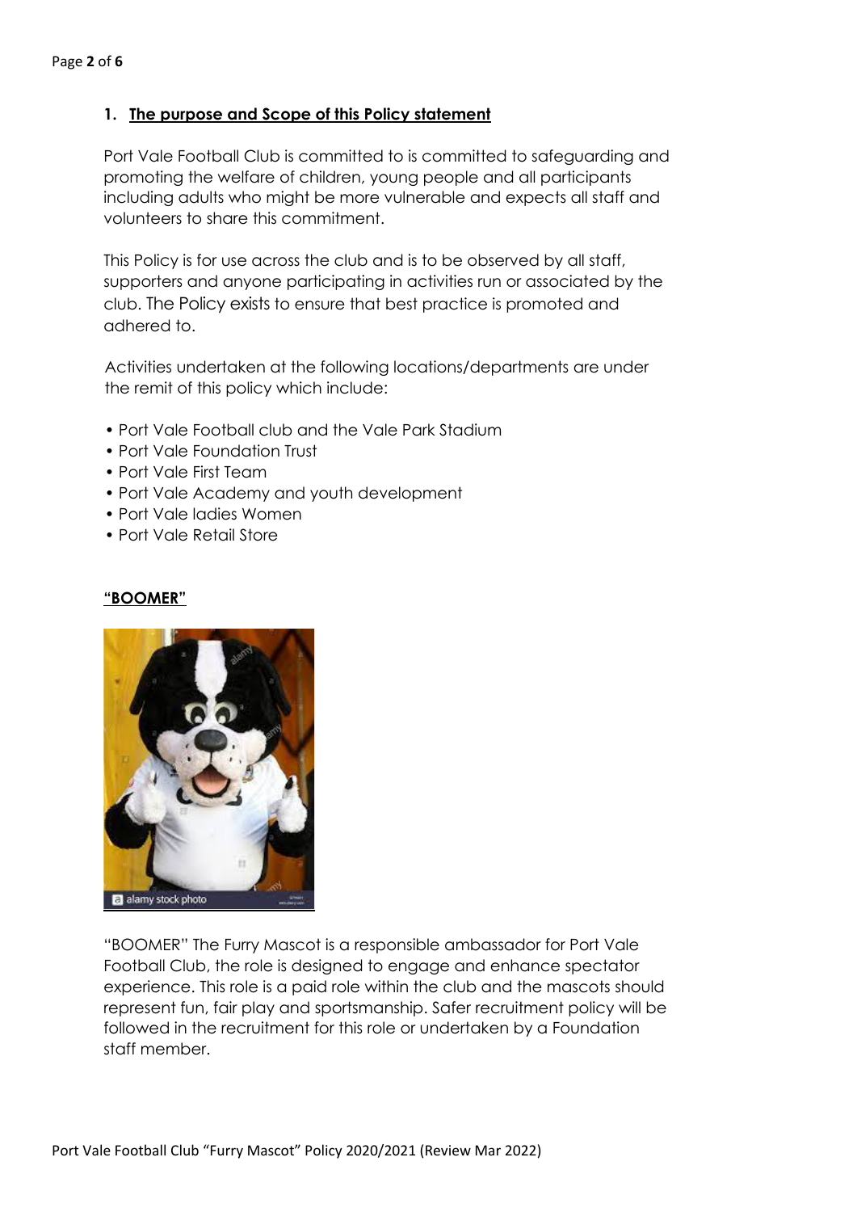## 1. The purpose and Scope of this Policy statement

Port Vale Football Club is committed to is committed to safeguarding and promoting the welfare of children, young people and all participants including adults who might be more vulnerable and expects all staff and volunteers to share this commitment.

This Policy is for use across the club and is to be observed by all staff, supporters and anyone participating in activities run or associated by the club. The Policy exists to ensure that best practice is promoted and adhered to.

Activities undertaken at the following locations/departments are under the remit of this policy which include:

- Port Vale Football club and the Vale Park Stadium
- Port Vale Foundation Trust
- Port Vale First Team
- Port Vale Academy and youth development
- Port Vale ladies Women
- Port Vale Retail Store

### "BOOMER"

"BOOMER" The Furry Mascot is a responsible ambassador for Port Vale Football Club, the role is designed to engage and enhance spectator experience. This role is a paid role within the club and the mascots should represent fun, fair play and sportsmanship. Safer recruitment policy will be followed in the recruitment for this role or undertaken by a Foundation staff member.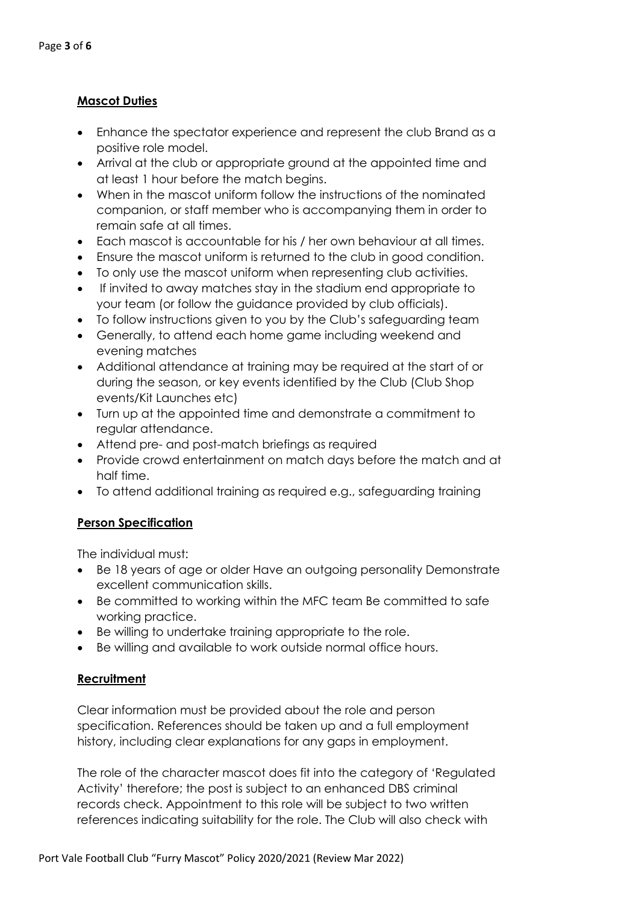**Mascot Duties**

- Enhance the spectator experience and represent the club Brand as a positive role model.
- Arrival at the club or appropriate ground at the appointed time and at least 1 hour before the match begins.
- When in the mascot uniform follow the instructions of the nominated companion, or staff member who is accompanying them in order to remain safe at all times.
- Each mascot is accountable for his / her own behaviour at all times.
- Ensure the mascot uniform is returned to the club in good condition.
- To only use the mascot uniform when representing club activities.
- If invited to away matches stay in the stadium end appropriate to your team (or follow the guidance provided by club officials).
- To follow instructions given to you by the Club's safeguarding team
- Generally, to attend each home game including weekend and evening matches
- Additional attendance at training may be required at the start of or during the season, or key events identified by the Club (Club Shop events/Kit Launches etc)
- Turn up at the appointed time and demonstrate a commitment to regular attendance.
- Attend pre- and post-match briefings as required
- Provide crowd entertainment on match days before the match and at half time.
- To attend additional training as required e.g., safeguarding training

**Person Specification**

The individual must:

- Be 18 years of age or older Have an outgoing personality Demonstrate excellent communication skills.
- Be committed to working within the MFC team Be committed to safe working practice.
- Be willing to undertake training appropriate to the role.
- Be willing and available to work outside normal office hours.

**Recruitment**

Clear information must be provided about the role and person specification. References should be taken up and a full employment history, including clear explanations for any gaps in employment.

The role of the character mascot does fit into the category of 'Regulated Activity' therefore; the post is subject to an enhanced DBS criminal records check. Appointment to this role will be subject to two written references indicating suitability for the role. The Club will also check with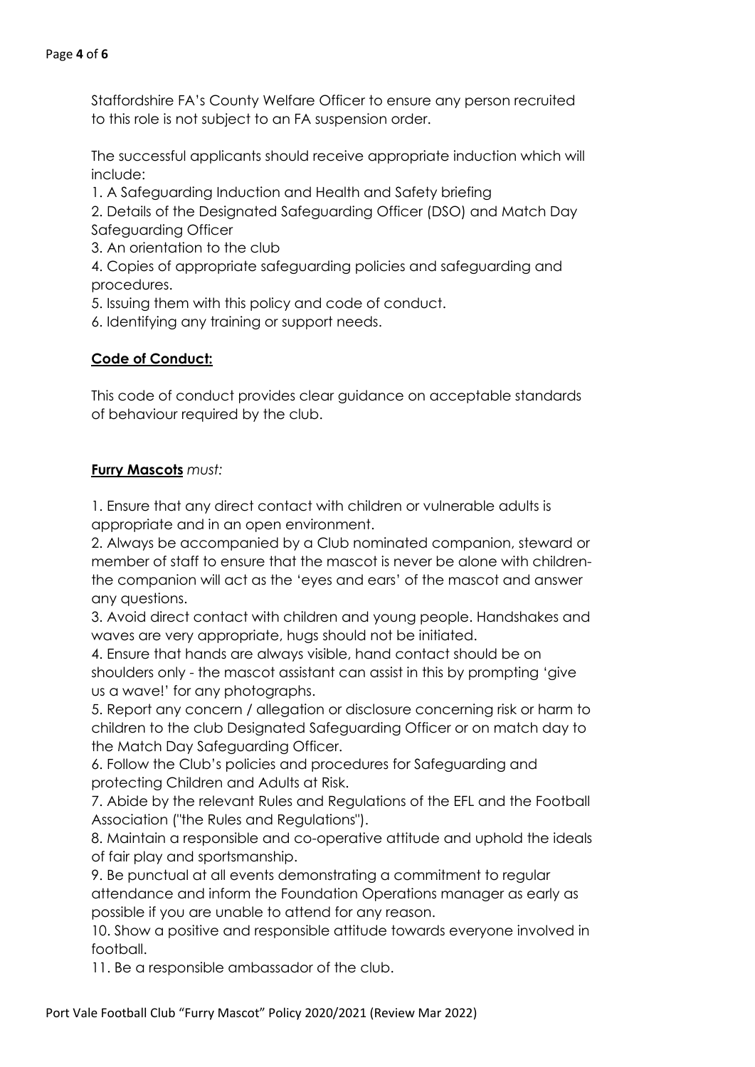Staffordshire FA's County Welfare Officer to ensure any person recruited to this role is not subject to an FA suspension order.

The successful applicants should receive appropriate induction which will include:

1. A Safeguarding Induction and Health and Safety briefing
2. Details of the Designated Safeguarding Officer (DSO) and Match Day Safeguarding Officer
3. An orientation to the club
4. Copies of appropriate safeguarding policies and safeguarding and procedures.
5. Issuing them with this policy and code of conduct.
6. Identifying any training or support needs.

## **Code of Conduct:**

This code of conduct provides clear guidance on acceptable standards of behaviour required by the club.

**Furry Mascots** *must:*

1. Ensure that any direct contact with children or vulnerable adults is appropriate and in an open environment.
2. Always be accompanied by a Club nominated companion, steward or member of staff to ensure that the mascot is never be alone with children- the companion will act as the 'eyes and ears' of the mascot and answer any questions.
3. Avoid direct contact with children and young people. Handshakes and waves are very appropriate, hugs should not be initiated.
4. Ensure that hands are always visible, hand contact should be on shoulders only - the mascot assistant can assist in this by prompting 'give us a wave!' for any photographs.
5. Report any concern / allegation or disclosure concerning risk or harm to children to the club Designated Safeguarding Officer or on match day to the Match Day Safeguarding Officer.
6. Follow the Club's policies and procedures for Safeguarding and protecting Children and Adults at Risk.
7. Abide by the relevant Rules and Regulations of the EFL and the Football Association ("the Rules and Regulations").
8. Maintain a responsible and co-operative attitude and uphold the ideals of fair play and sportsmanship.
9. Be punctual at all events demonstrating a commitment to regular attendance and inform the Foundation Operations manager as early as possible if you are unable to attend for any reason.
10. Show a positive and responsible attitude towards everyone involved in football.
11. Be a responsible ambassador of the club.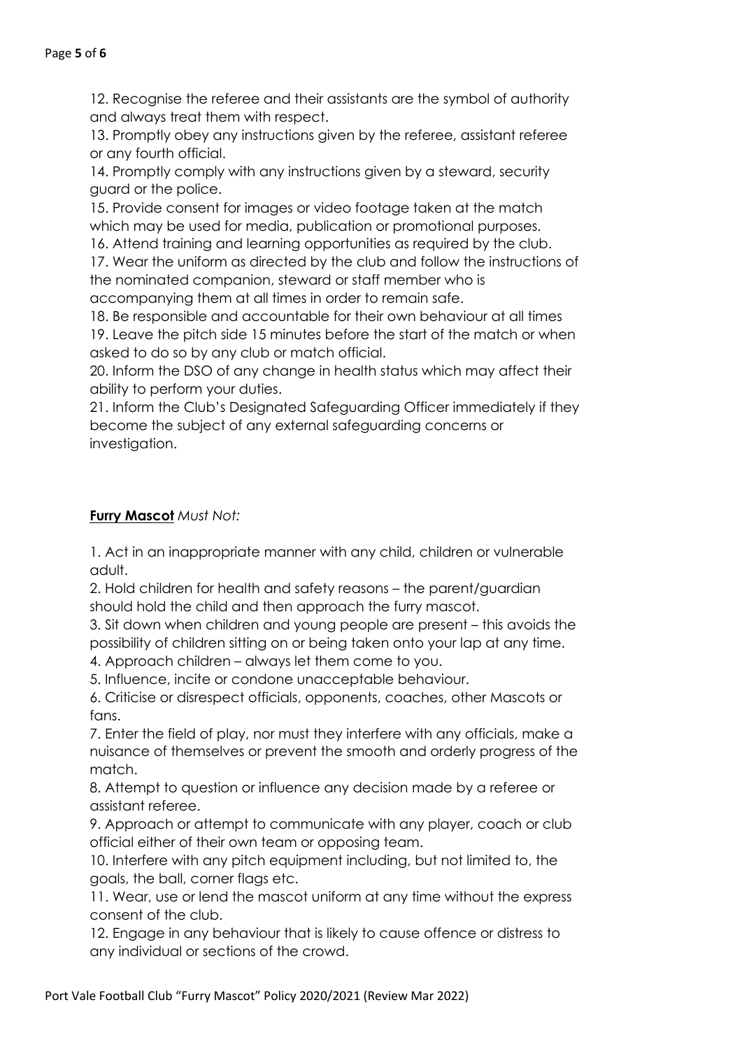12. Recognise the referee and their assistants are the symbol of authority and always treat them with respect.
13. Promptly obey any instructions given by the referee, assistant referee or any fourth official.
14. Promptly comply with any instructions given by a steward, security guard or the police.
15. Provide consent for images or video footage taken at the match which may be used for media, publication or promotional purposes.
16. Attend training and learning opportunities as required by the club.
17. Wear the uniform as directed by the club and follow the instructions of the nominated companion, steward or staff member who is accompanying them at all times in order to remain safe.
18. Be responsible and accountable for their own behaviour at all times
19. Leave the pitch side 15 minutes before the start of the match or when asked to do so by any club or match official.
20. Inform the DSO of any change in health status which may affect their ability to perform your duties.
21. Inform the Club's Designated Safeguarding Officer immediately if they become the subject of any external safeguarding concerns or investigation.

**Furry Mascot** *Must Not:*

1. Act in an inappropriate manner with any child, children or vulnerable adult.
2. Hold children for health and safety reasons – the parent/guardian should hold the child and then approach the furry mascot.
3. Sit down when children and young people are present – this avoids the possibility of children sitting on or being taken onto your lap at any time.
4. Approach children – always let them come to you.
5. Influence, incite or condone unacceptable behaviour.
6. Criticise or disrespect officials, opponents, coaches, other Mascots or fans.
7. Enter the field of play, nor must they interfere with any officials, make a nuisance of themselves or prevent the smooth and orderly progress of the match.
8. Attempt to question or influence any decision made by a referee or assistant referee.
9. Approach or attempt to communicate with any player, coach or club official either of their own team or opposing team.
10. Interfere with any pitch equipment including, but not limited to, the goals, the ball, corner flags etc.
11. Wear, use or lend the mascot uniform at any time without the express consent of the club.
12. Engage in any behaviour that is likely to cause offence or distress to any individual or sections of the crowd.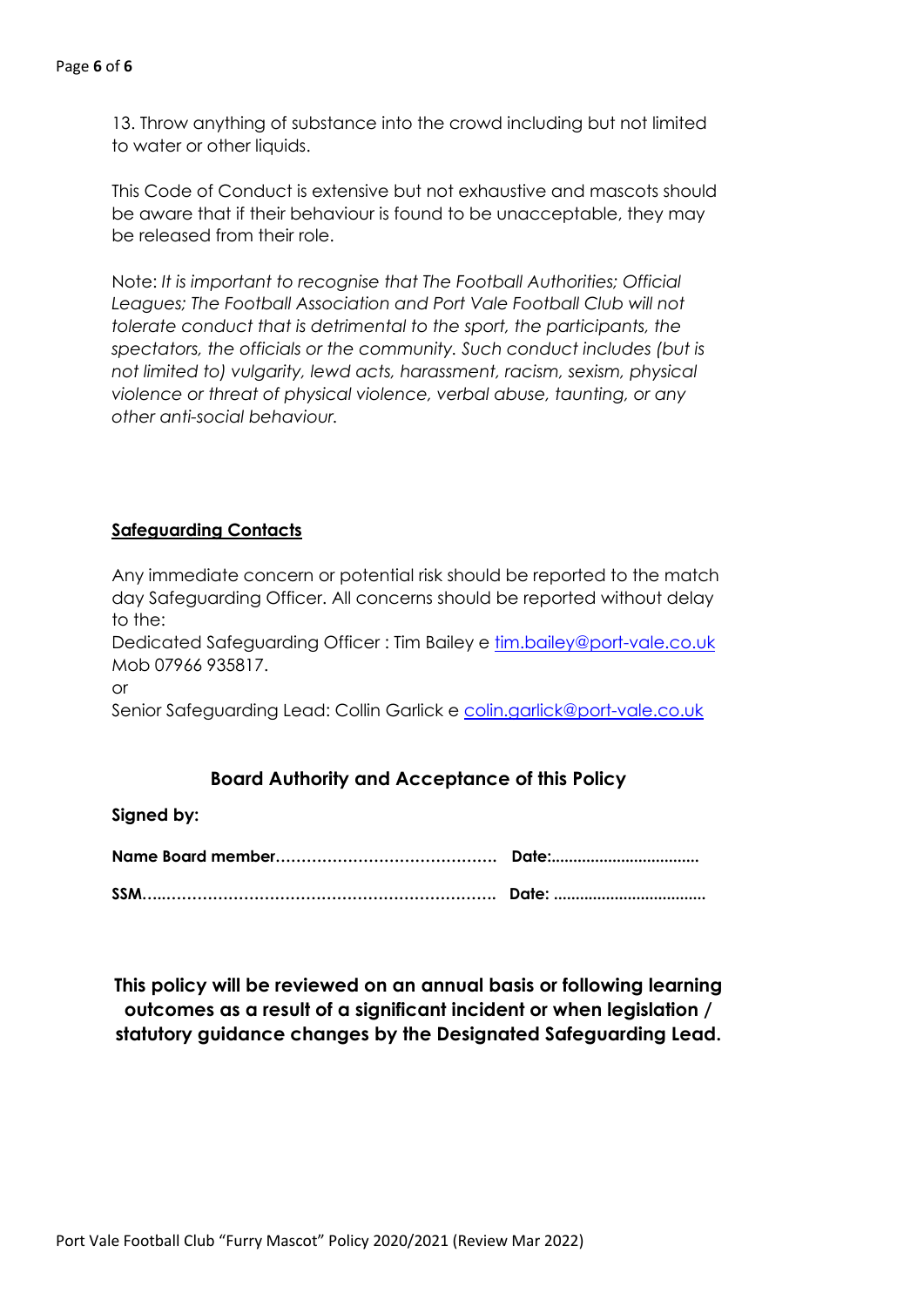13. Throw anything of substance into the crowd including but not limited to water or other liquids.

This Code of Conduct is extensive but not exhaustive and mascots should be aware that if their behaviour is found to be unacceptable, they may be released from their role.

Note: *It is important to recognise that The Football Authorities; Official Leagues; The Football Association and Port Vale Football Club will not tolerate conduct that is detrimental to the sport, the participants, the spectators, the officials or the community. Such conduct includes (but is not limited to) vulgarity, lewd acts, harassment, racism, sexism, physical violence or threat of physical violence, verbal abuse, taunting, or any other anti-social behaviour.*

## Safeguarding Contacts

Any immediate concern or potential risk should be reported to the match day Safeguarding Officer. All concerns should be reported without delay to the:
Dedicated Safeguarding Officer : Tim Bailey e tim.bailey@port-vale.co.uk
Mob 07966 935817.
or
Senior Safeguarding Lead: Collin Garlick e colin.garlick@port-vale.co.uk

## Board Authority and Acceptance of this Policy

**Signed by:**

**Name Board member……………………………………. Date:................................**

**SSM…..………………………………………………………. Date: .................................**

**This policy will be reviewed on an annual basis or following learning outcomes as a result of a significant incident or when legislation / statutory guidance changes by the Designated Safeguarding Lead.**